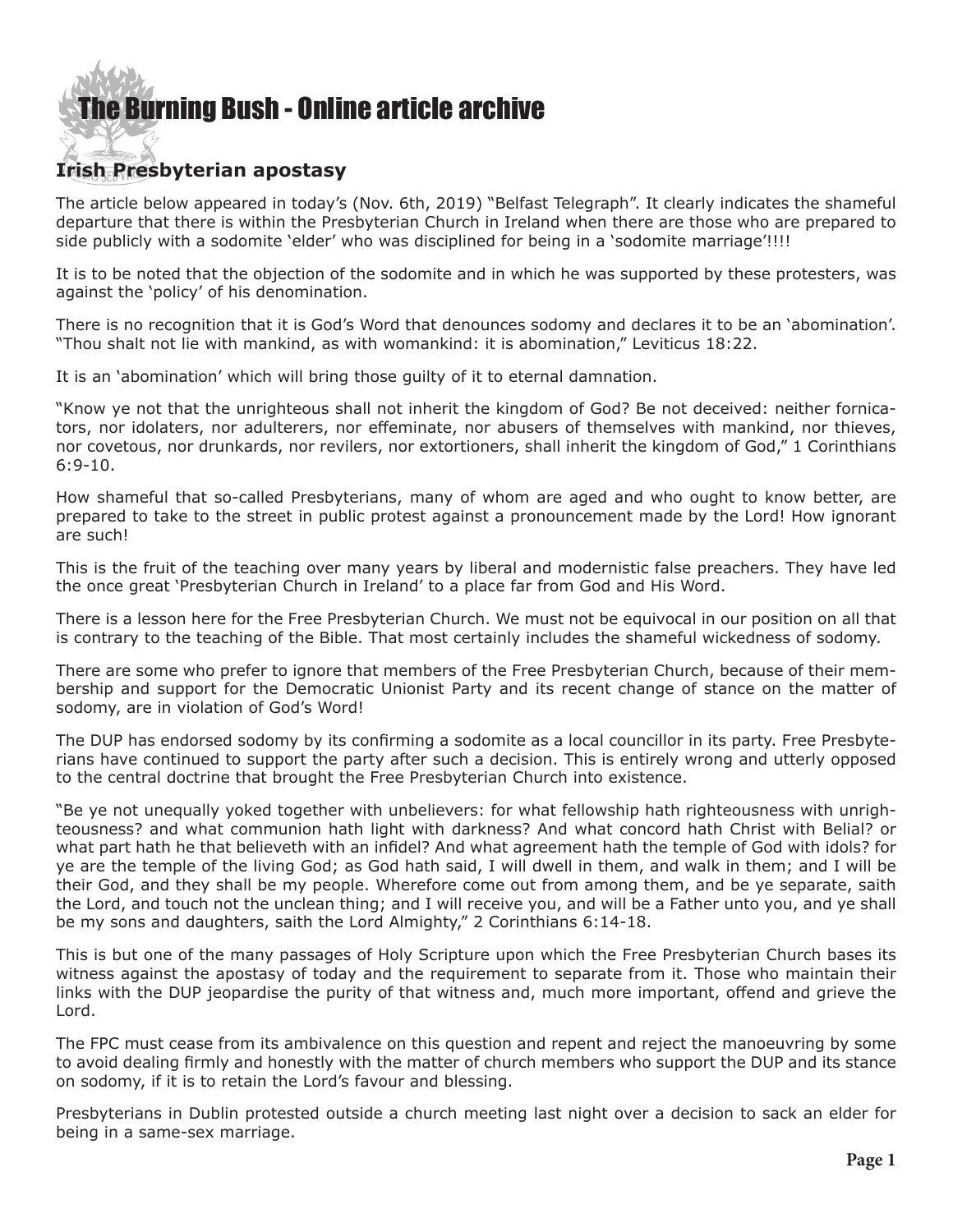# The Burning Bush - Online article archive

## Irish Presbyterian apostasy

The article below appeared in today's (Nov. 6th, 2019) "Belfast Telegraph". It clearly indicates the shameful departure that there is within the Presbyterian Church in Ireland when there are those who are prepared to side publicly with a sodomite 'elder' who was disciplined for being in a 'sodomite marriage'!!!!

It is to be noted that the objection of the sodomite and in which he was supported by these protesters, was against the 'policy' of his denomination.

There is no recognition that it is God's Word that denounces sodomy and declares it to be an 'abomination'. "Thou shalt not lie with mankind, as with womankind: it is abomination," Leviticus 18:22.

It is an 'abomination' which will bring those guilty of it to eternal damnation.

"Know ye not that the unrighteous shall not inherit the kingdom of God? Be not deceived: neither fornicators, nor idolaters, nor adulterers, nor effeminate, nor abusers of themselves with mankind, nor thieves, nor covetous, nor drunkards, nor revilers, nor extortioners, shall inherit the kingdom of God," 1 Corinthians 6:9-10.

How shameful that so-called Presbyterians, many of whom are aged and who ought to know better, are prepared to take to the street in public protest against a pronouncement made by the Lord! How ignorant are such!

This is the fruit of the teaching over many years by liberal and modernistic false preachers. They have led the once great 'Presbyterian Church in Ireland' to a place far from God and His Word.

There is a lesson here for the Free Presbyterian Church. We must not be equivocal in our position on all that is contrary to the teaching of the Bible. That most certainly includes the shameful wickedness of sodomy.

There are some who prefer to ignore that members of the Free Presbyterian Church, because of their membership and support for the Democratic Unionist Party and its recent change of stance on the matter of sodomy, are in violation of God's Word!

The DUP has endorsed sodomy by its confirming a sodomite as a local councillor in its party. Free Presbyterians have continued to support the party after such a decision. This is entirely wrong and utterly opposed to the central doctrine that brought the Free Presbyterian Church into existence.

"Be ye not unequally yoked together with unbelievers: for what fellowship hath righteousness with unrighteousness? and what communion hath light with darkness? And what concord hath Christ with Belial? or what part hath he that believeth with an infidel? And what agreement hath the temple of God with idols? for ye are the temple of the living God; as God hath said, I will dwell in them, and walk in them; and I will be their God, and they shall be my people. Wherefore come out from among them, and be ye separate, saith the Lord, and touch not the unclean thing; and I will receive you, and will be a Father unto you, and ye shall be my sons and daughters, saith the Lord Almighty," 2 Corinthians 6:14-18.

This is but one of the many passages of Holy Scripture upon which the Free Presbyterian Church bases its witness against the apostasy of today and the requirement to separate from it. Those who maintain their links with the DUP jeopardise the purity of that witness and, much more important, offend and grieve the Lord.

The FPC must cease from its ambivalence on this question and repent and reject the manoeuvring by some to avoid dealing firmly and honestly with the matter of church members who support the DUP and its stance on sodomy, if it is to retain the Lord's favour and blessing.

Presbyterians in Dublin protested outside a church meeting last night over a decision to sack an elder for being in a same-sex marriage.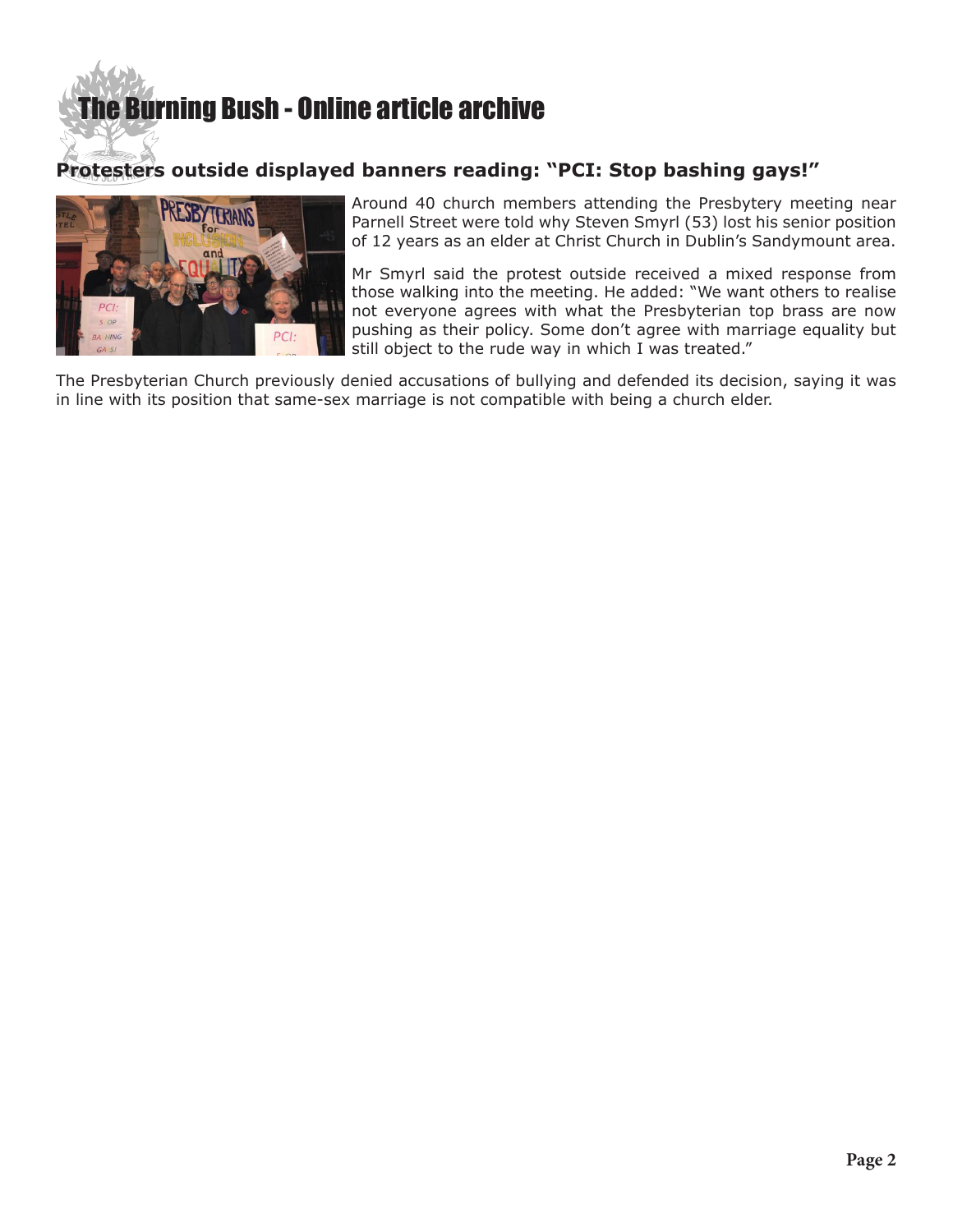## Protesters outside displayed banners reading: "PCI: Stop bashing gays!"

Around 40 church members attending the Presbytery meeting near Parnell Street were told why Steven Smyrl (53) lost his senior position of 12 years as an elder at Christ Church in Dublin's Sandymount area.

Mr Smyrl said the protest outside received a mixed response from those walking into the meeting. He added: "We want others to realise not everyone agrees with what the Presbyterian top brass are now pushing as their policy. Some don't agree with marriage equality but still object to the rude way in which I was treated."

The Presbyterian Church previously denied accusations of bullying and defended its decision, saying it was in line with its position that same-sex marriage is not compatible with being a church elder.